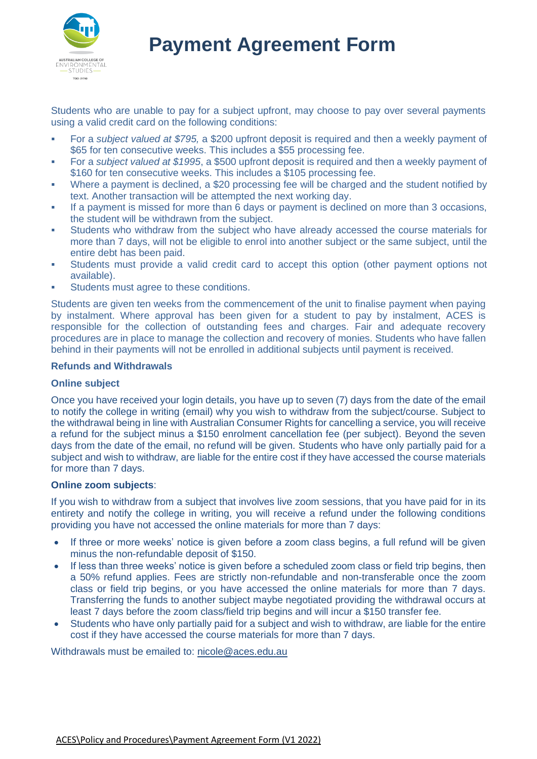# Payment Agreement Form

Students who are unable to pay for a subject upfront, may choose to pay over several payments using a valid credit card on the following conditions:

- For a *subject valued at $795,* a $200 upfront deposit is required and then a weekly payment of $65 for ten consecutive weeks. This includes a $55 processing fee.
- For a *subject valued at $1995*, a $500 upfront deposit is required and then a weekly payment of $160 for ten consecutive weeks. This includes a $105 processing fee.
- Where a payment is declined, a $20 processing fee will be charged and the student notified by text. Another transaction will be attempted the next working day.
- If a payment is missed for more than 6 days or payment is declined on more than 3 occasions, the student will be withdrawn from the subject.
- Students who withdraw from the subject who have already accessed the course materials for more than 7 days, will not be eligible to enrol into another subject or the same subject, until the entire debt has been paid.
- Students must provide a valid credit card to accept this option (other payment options not available).
- Students must agree to these conditions.

Students are given ten weeks from the commencement of the unit to finalise payment when paying by instalment. Where approval has been given for a student to pay by instalment, ACES is responsible for the collection of outstanding fees and charges. Fair and adequate recovery procedures are in place to manage the collection and recovery of monies. Students who have fallen behind in their payments will not be enrolled in additional subjects until payment is received.

**Refunds and Withdrawals**

**Online subject**

Once you have received your login details, you have up to seven (7) days from the date of the email to notify the college in writing (email) why you wish to withdraw from the subject/course. Subject to the withdrawal being in line with Australian Consumer Rights for cancelling a service, you will receive a refund for the subject minus a $150 enrolment cancellation fee (per subject). Beyond the seven days from the date of the email, no refund will be given. Students who have only partially paid for a subject and wish to withdraw, are liable for the entire cost if they have accessed the course materials for more than 7 days.

**Online zoom subjects**:

If you wish to withdraw from a subject that involves live zoom sessions, that you have paid for in its entirety and notify the college in writing, you will receive a refund under the following conditions providing you have not accessed the online materials for more than 7 days:

- If three or more weeks' notice is given before a zoom class begins, a full refund will be given minus the non-refundable deposit of $150.
- If less than three weeks' notice is given before a scheduled zoom class or field trip begins, then a 50% refund applies. Fees are strictly non-refundable and non-transferable once the zoom class or field trip begins, or you have accessed the online materials for more than 7 days. Transferring the funds to another subject maybe negotiated providing the withdrawal occurs at least 7 days before the zoom class/field trip begins and will incur a $150 transfer fee.
- Students who have only partially paid for a subject and wish to withdraw, are liable for the entire cost if they have accessed the course materials for more than 7 days.

Withdrawals must be emailed to: nicole@aces.edu.au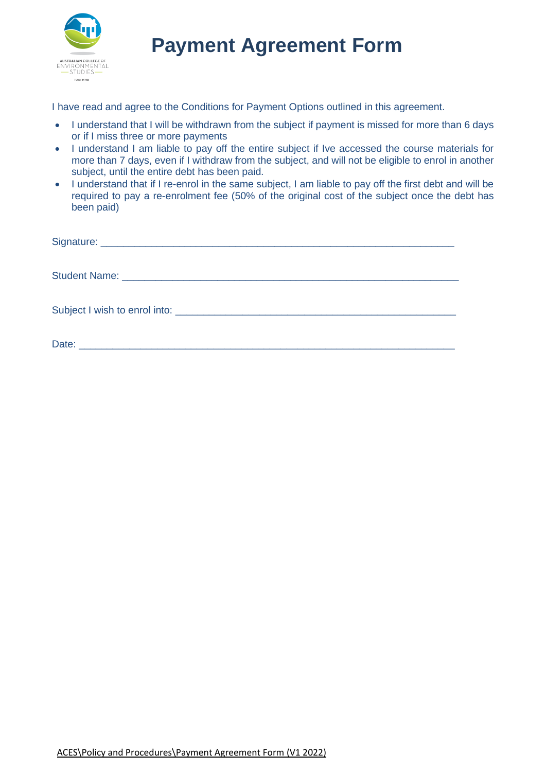# Payment Agreement Form

I have read and agree to the Conditions for Payment Options outlined in this agreement.

- I understand that I will be withdrawn from the subject if payment is missed for more than 6 days or if I miss three or more payments
- I understand I am liable to pay off the entire subject if Ive accessed the course materials for more than 7 days, even if I withdraw from the subject, and will not be eligible to enrol in another subject, until the entire debt has been paid.
- I understand that if I re-enrol in the same subject, I am liable to pay off the first debt and will be required to pay a re-enrolment fee (50% of the original cost of the subject once the debt has been paid)

Signature: ___________________________________________________________

Student Name: ________________________________________________________

Subject I wish to enrol into: _______________________________________________

Date: ______________________________________________________________

ACES\Policy and Procedures\Payment Agreement Form (V1 2022)